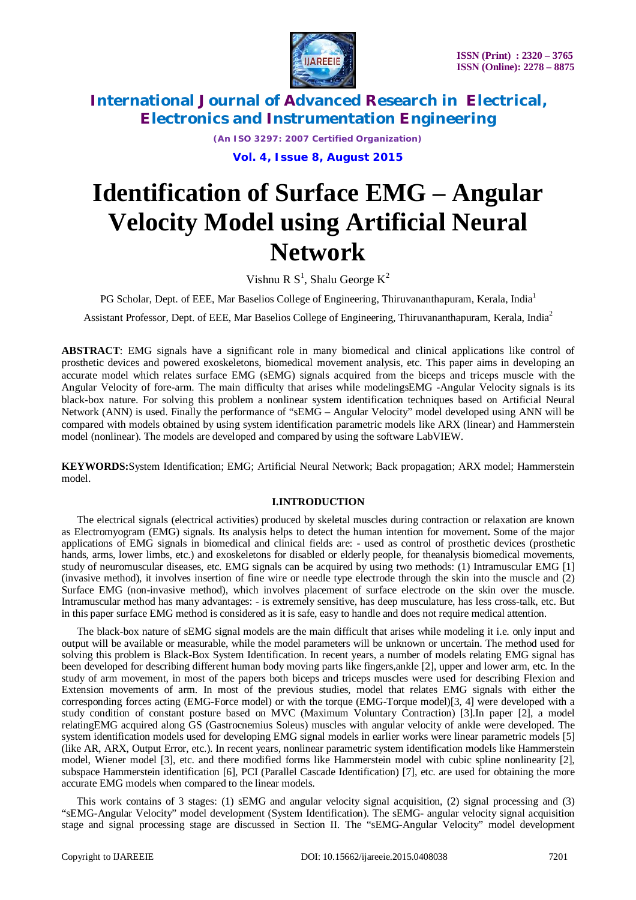# Identification of Surface EMG – Angular Velocity Model using Artificial Neural Network

Vishnu R S[1], Shalu George K[2]

PG Scholar, Dept. of EEE, Mar Baselios College of Engineering, Thiruvananthapuram, Kerala, India[1]

Assistant Professor, Dept. of EEE, Mar Baselios College of Engineering, Thiruvananthapuram, Kerala, India[2]

**ABSTRACT**: EMG signals have a significant role in many biomedical and clinical applications like control of prosthetic devices and powered exoskeletons, biomedical movement analysis, etc. This paper aims in developing an accurate model which relates surface EMG (sEMG) signals acquired from the biceps and triceps muscle with the Angular Velocity of fore-arm. The main difficulty that arises while modelingsEMG -Angular Velocity signals is its black-box nature. For solving this problem a nonlinear system identification techniques based on Artificial Neural Network (ANN) is used. Finally the performance of "sEMG – Angular Velocity" model developed using ANN will be compared with models obtained by using system identification parametric models like ARX (linear) and Hammerstein model (nonlinear). The models are developed and compared by using the software LabVIEW.

**KEYWORDS:**System Identification; EMG; Artificial Neural Network; Back propagation; ARX model; Hammerstein model.

## I.INTRODUCTION

The electrical signals (electrical activities) produced by skeletal muscles during contraction or relaxation are known as Electromyogram (EMG) signals. Its analysis helps to detect the human intention for movement**.** Some of the major applications of EMG signals in biomedical and clinical fields are: - used as control of prosthetic devices (prosthetic hands, arms, lower limbs, etc.) and exoskeletons for disabled or elderly people, for theanalysis biomedical movements, study of neuromuscular diseases, etc. EMG signals can be acquired by using two methods: (1) Intramuscular EMG [1] (invasive method), it involves insertion of fine wire or needle type electrode through the skin into the muscle and (2) Surface EMG (non-invasive method), which involves placement of surface electrode on the skin over the muscle. Intramuscular method has many advantages: - is extremely sensitive, has deep musculature, has less cross-talk, etc. But in this paper surface EMG method is considered as it is safe, easy to handle and does not require medical attention.

The black-box nature of sEMG signal models are the main difficult that arises while modeling it i.e. only input and output will be available or measurable, while the model parameters will be unknown or uncertain. The method used for solving this problem is Black-Box System Identification. In recent years, a number of models relating EMG signal has been developed for describing different human body moving parts like fingers,ankle [2], upper and lower arm, etc. In the study of arm movement, in most of the papers both biceps and triceps muscles were used for describing Flexion and Extension movements of arm. In most of the previous studies, model that relates EMG signals with either the corresponding forces acting (EMG-Force model) or with the torque (EMG-Torque model)[3, 4] were developed with a study condition of constant posture based on MVC (Maximum Voluntary Contraction) [3].In paper [2], a model relatingEMG acquired along GS (Gastrocnemius Soleus) muscles with angular velocity of ankle were developed. The system identification models used for developing EMG signal models in earlier works were linear parametric models [5] (like AR, ARX, Output Error, etc.). In recent years, nonlinear parametric system identification models like Hammerstein model, Wiener model [3], etc. and there modified forms like Hammerstein model with cubic spline nonlinearity [2], subspace Hammerstein identification [6], PCI (Parallel Cascade Identification) [7], etc. are used for obtaining the more accurate EMG models when compared to the linear models.

This work contains of 3 stages: (1) sEMG and angular velocity signal acquisition, (2) signal processing and (3) "sEMG-Angular Velocity" model development (System Identification). The sEMG- angular velocity signal acquisition stage and signal processing stage are discussed in Section II. The "sEMG-Angular Velocity" model development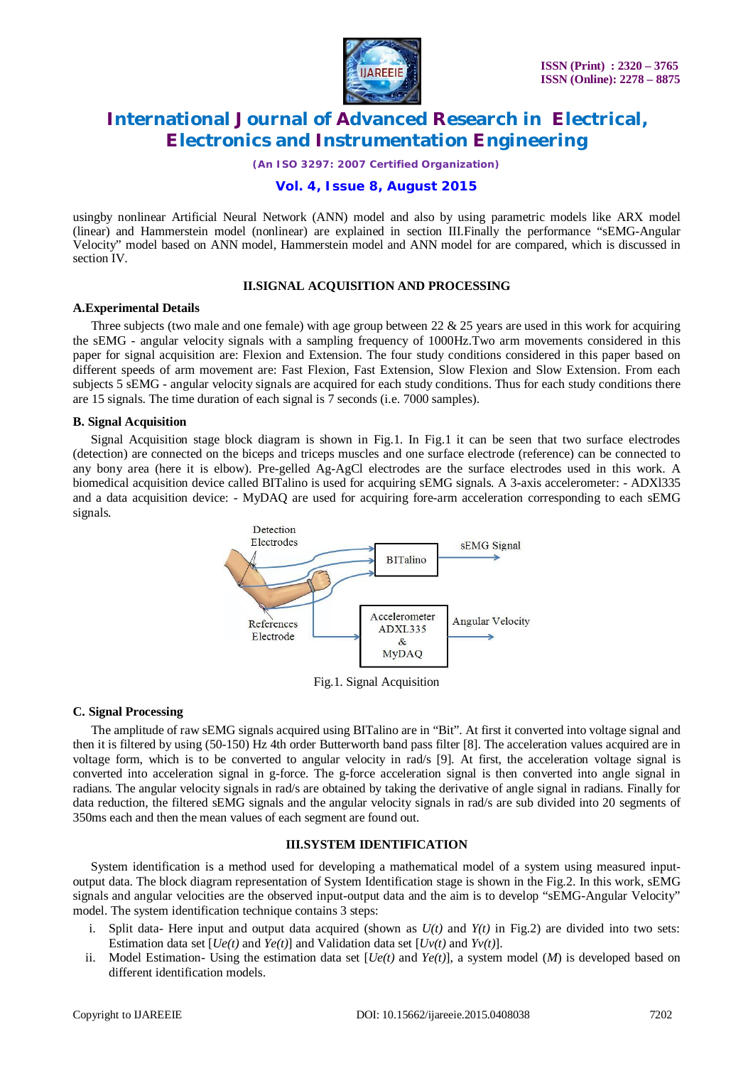usingby nonlinear Artificial Neural Network (ANN) model and also by using parametric models like ARX model (linear) and Hammerstein model (nonlinear) are explained in section III.Finally the performance "sEMG-Angular Velocity" model based on ANN model, Hammerstein model and ANN model for are compared, which is discussed in section IV.

## II.SIGNAL ACQUISITION AND PROCESSING

### A.Experimental Details

Three subjects (two male and one female) with age group between 22 & 25 years are used in this work for acquiring the sEMG - angular velocity signals with a sampling frequency of 1000Hz.Two arm movements considered in this paper for signal acquisition are: Flexion and Extension. The four study conditions considered in this paper based on different speeds of arm movement are: Fast Flexion, Fast Extension, Slow Flexion and Slow Extension. From each subjects 5 sEMG - angular velocity signals are acquired for each study conditions. Thus for each study conditions there are 15 signals. The time duration of each signal is 7 seconds (i.e. 7000 samples).

### B. Signal Acquisition

Signal Acquisition stage block diagram is shown in Fig.1. In Fig.1 it can be seen that two surface electrodes (detection) are connected on the biceps and triceps muscles and one surface electrode (reference) can be connected to any bony area (here it is elbow). Pre-gelled Ag-AgCl electrodes are the surface electrodes used in this work. A biomedical acquisition device called BITalino is used for acquiring sEMG signals. A 3-axis accelerometer: - ADXl335 and a data acquisition device: - MyDAQ are used for acquiring fore-arm acceleration corresponding to each sEMG signals.

Fig.1. Signal Acquisition

### C. Signal Processing

The amplitude of raw sEMG signals acquired using BITalino are in "Bit". At first it converted into voltage signal and then it is filtered by using (50-150) Hz 4th order Butterworth band pass filter [8]. The acceleration values acquired are in voltage form, which is to be converted to angular velocity in rad/s [9]. At first, the acceleration voltage signal is converted into acceleration signal in g-force. The g-force acceleration signal is then converted into angle signal in radians. The angular velocity signals in rad/s are obtained by taking the derivative of angle signal in radians. Finally for data reduction, the filtered sEMG signals and the angular velocity signals in rad/s are sub divided into 20 segments of 350ms each and then the mean values of each segment are found out.

## III.SYSTEM IDENTIFICATION

System identification is a method used for developing a mathematical model of a system using measured input-output data. The block diagram representation of System Identification stage is shown in the Fig.2. In this work, sEMG signals and angular velocities are the observed input-output data and the aim is to develop "sEMG-Angular Velocity" model. The system identification technique contains 3 steps:

i. Split data- Here input and output data acquired (shown as $U(t)$ and $Y(t)$ in Fig.2) are divided into two sets: Estimation data set [$Ue(t)$ and $Ye(t)$] and Validation data set [$Uv(t)$ and $Yv(t)$].
ii. Model Estimation- Using the estimation data set [$Ue(t)$ and $Ye(t)$], a system model ($M$) is developed based on different identification models.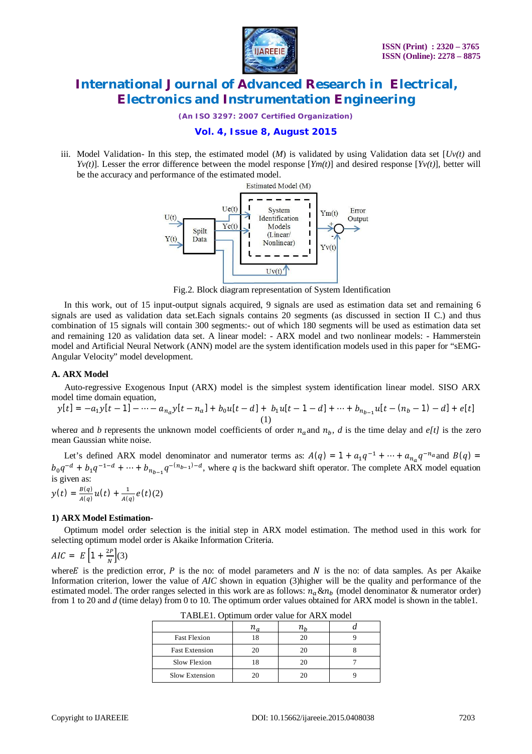iii. Model Validation- In this step, the estimated model (*M*) is validated by using Validation data set [*Uv(t)* and *Yv(t)*]. Lesser the error difference between the model response [*Ym(t)*] and desired response [*Yv(t)*], better will be the accuracy and performance of the estimated model.

Fig.2. Block diagram representation of System Identification

In this work, out of 15 input-output signals acquired, 9 signals are used as estimation data set and remaining 6 signals are used as validation data set.Each signals contains 20 segments (as discussed in section II C.) and thus combination of 15 signals will contain 300 segments:- out of which 180 segments will be used as estimation data set and remaining 120 as validation data set. A linear model: - ARX model and two nonlinear models: - Hammerstein model and Artificial Neural Network (ANN) model are the system identification models used in this paper for "sEMG-Angular Velocity" model development.

### A. ARX Model

Auto-regressive Exogenous Input (ARX) model is the simplest system identification linear model. SISO ARX model time domain equation,

$$y[t] = -a_1 y[t-1] - \cdots - a_{n_a} y[t-n_a] + b_0 u[t-d] + b_1 u[t-1-d] + \cdots + b_{n_{b-1}} u[t-(n_b-1)-d] + e[t] \quad (1)$$

where$a$ and $b$ represents the unknown model coefficients of order $n_a$and $n_b$, $d$ is the time delay and *e[t]* is the zero mean Gaussian white noise.

Let's defined ARX model denominator and numerator terms as: $A(q) = 1 + a_1 q^{-1} + \cdots + a_{n_a} q^{-n_a}$and $B(q) = b_0 q^{-d} + b_1 q^{-1-d} + \cdots + b_{n_{b-1}} q^{-(n_{b-1})-d}$, where *q* is the backward shift operator. The complete ARX model equation is given as:

$$y(t) = \frac{B(q)}{A(q)} u(t) + \frac{1}{A(q)} e(t) \quad (2)$$

#### 1) ARX Model Estimation-

Optimum model order selection is the initial step in ARX model estimation. The method used in this work for selecting optimum model order is Akaike Information Criteria.

$$AIC = E\left[1 + \frac{2P}{N}\right] \quad (3)$$

where$E$ is the prediction error, *P* is the no: of model parameters and *N* is the no: of data samples. As per Akaike Information criterion, lower the value of *AIC* shown in equation (3)higher will be the quality and performance of the estimated model. The order ranges selected in this work are as follows: $n_a$&$n_b$ (model denominator & numerator order) from 1 to 20 and *d* (time delay) from 0 to 10. The optimum order values obtained for ARX model is shown in the table1.

TABLE1. Optimum order value for ARX model

| | $n_a$ | $n_b$ | $d$ |
|---|---|---|---|
| Fast Flexion | 18 | 20 | 9 |
| Fast Extension | 20 | 20 | 8 |
| Slow Flexion | 18 | 20 | 7 |
| Slow Extension | 20 | 20 | 9 |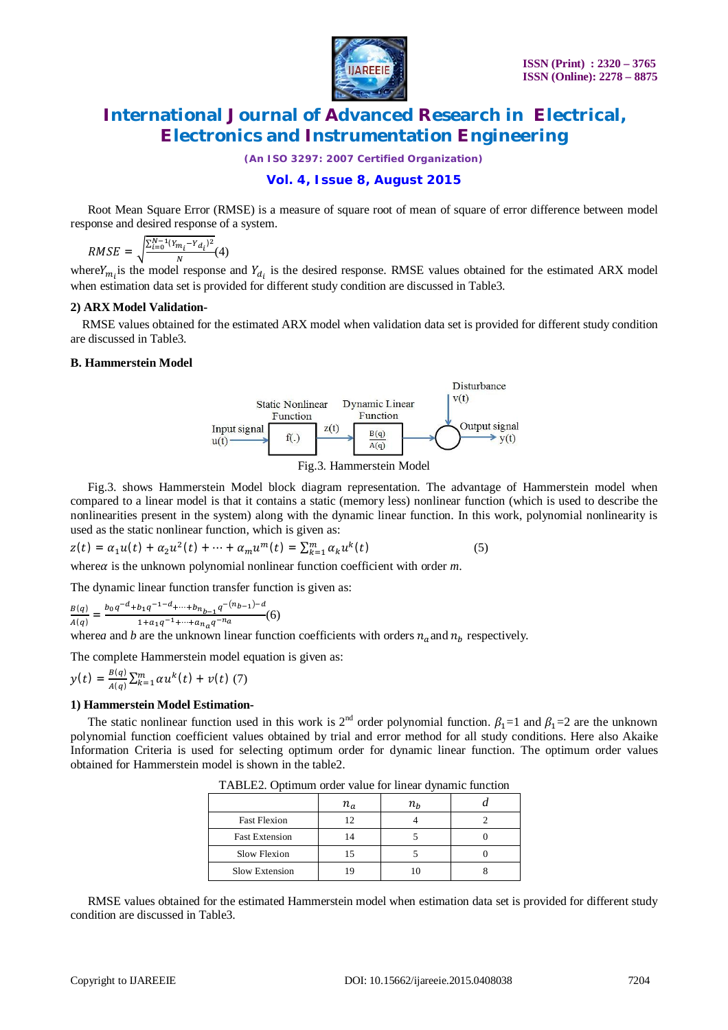Root Mean Square Error (RMSE) is a measure of square root of mean of square of error difference between model response and desired response of a system.

$$RMSE = \sqrt{\frac{\sum_{i=0}^{N-1}(Y_{m_i} - Y_{d_i})^2}{N}} \quad (4)$$

where $Y_{m_i}$ is the model response and $Y_{d_i}$ is the desired response. RMSE values obtained for the estimated ARX model when estimation data set is provided for different study condition are discussed in Table3.

**2) ARX Model Validation-**

RMSE values obtained for the estimated ARX model when validation data set is provided for different study condition are discussed in Table3.

### B. Hammerstein Model

Input signal u(t) → Static Nonlinear Function f(.) → z(t) → Dynamic Linear Function $\frac{B(q)}{A(q)}$ → (+ Disturbance v(t)) → Output signal y(t)

Fig.3. Hammerstein Model

Fig.3. shows Hammerstein Model block diagram representation. The advantage of Hammerstein model when compared to a linear model is that it contains a static (memory less) nonlinear function (which is used to describe the nonlinearities present in the system) along with the dynamic linear function. In this work, polynomial nonlinearity is used as the static nonlinear function, which is given as:

$$z(t) = \alpha_1 u(t) + \alpha_2 u^2(t) + \cdots + \alpha_m u^m(t) = \sum_{k=1}^{m} \alpha_k u^k(t) \quad (5)$$

where $\alpha$ is the unknown polynomial nonlinear function coefficient with order *m*.

The dynamic linear function transfer function is given as:

$$\frac{B(q)}{A(q)} = \frac{b_0 q^{-d} + b_1 q^{-1-d} + \cdots + b_{n_{b-1}} q^{-(n_b-1)-d}}{1 + a_1 q^{-1} + \cdots + a_{n_a} q^{-n_a}} \quad (6)$$

where $a$ and $b$ are the unknown linear function coefficients with orders $n_a$ and $n_b$ respectively.

The complete Hammerstein model equation is given as:

$$y(t) = \frac{B(q)}{A(q)} \sum_{k=1}^{m} \alpha u^k(t) + v(t) \quad (7)$$

**1) Hammerstein Model Estimation-**

The static nonlinear function used in this work is 2nd order polynomial function. $\beta_1$=1 and $\beta_1$=2 are the unknown polynomial function coefficient values obtained by trial and error method for all study conditions. Here also Akaike Information Criteria is used for selecting optimum order for dynamic linear function. The optimum order values obtained for Hammerstein model is shown in the table2.

TABLE2. Optimum order value for linear dynamic function

| | $n_a$ | $n_b$ | $d$ |
|---|---|---|---|
| Fast Flexion | 12 | 4 | 2 |
| Fast Extension | 14 | 5 | 0 |
| Slow Flexion | 15 | 5 | 0 |
| Slow Extension | 19 | 10 | 8 |

RMSE values obtained for the estimated Hammerstein model when estimation data set is provided for different study condition are discussed in Table3.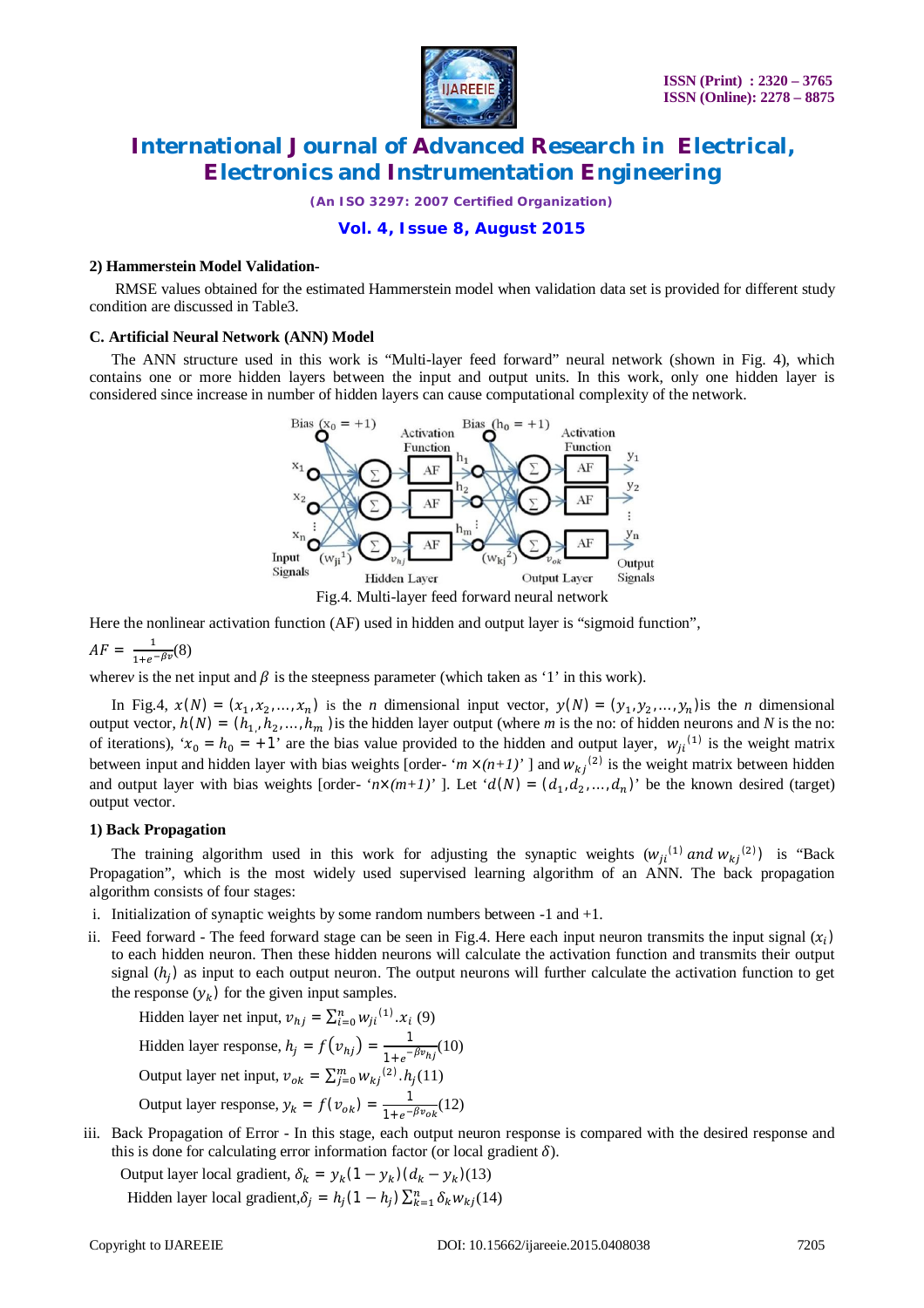#### 2) Hammerstein Model Validation-

RMSE values obtained for the estimated Hammerstein model when validation data set is provided for different study condition are discussed in Table3.

### C. Artificial Neural Network (ANN) Model

The ANN structure used in this work is "Multi-layer feed forward" neural network (shown in Fig. 4), which contains one or more hidden layers between the input and output units. In this work, only one hidden layer is considered since increase in number of hidden layers can cause computational complexity of the network.

Fig.4. Multi-layer feed forward neural network

Here the nonlinear activation function (AF) used in hidden and output layer is "sigmoid function",

$$AF = \frac{1}{1+e^{-\beta v}} \quad (8)$$

where $v$ is the net input and $\beta$ is the steepness parameter (which taken as '1' in this work).

In Fig.4, $x(N) = (x_1, x_2, \ldots, x_n)$ is the $n$ dimensional input vector, $y(N) = (y_1, y_2, \ldots, y_n)$ is the $n$ dimensional output vector, $h(N) = (h_1, h_2, \ldots, h_m)$ is the hidden layer output (where $m$ is the no: of hidden neurons and $N$ is the no: of iterations), '$x_0 = h_0 = +1$' are the bias value provided to the hidden and output layer, ${w_{ji}}^{(1)}$ is the weight matrix between input and hidden layer with bias weights [order- '$m \times (n+1)$' ] and ${w_{kj}}^{(2)}$ is the weight matrix between hidden and output layer with bias weights [order- '$n \times (m+1)$' ]. Let '$d(N) = (d_1, d_2, \ldots, d_n)$' be the known desired (target) output vector.

#### 1) Back Propagation

The training algorithm used in this work for adjusting the synaptic weights (${w_{ji}}^{(1)}$ *and* ${w_{kj}}^{(2)}$) is "Back Propagation", which is the most widely used supervised learning algorithm of an ANN. The back propagation algorithm consists of four stages:

i. Initialization of synaptic weights by some random numbers between -1 and +1.

ii. Feed forward - The feed forward stage can be seen in Fig.4. Here each input neuron transmits the input signal ($x_i$) to each hidden neuron. Then these hidden neurons will calculate the activation function and transmits their output signal ($h_j$) as input to each output neuron. The output neurons will further calculate the activation function to get the response ($y_k$) for the given input samples.

   Hidden layer net input, $v_{hj} = \sum_{i=0}^{n} {w_{ji}}^{(1)} . x_i$ (9)

   Hidden layer response, $h_j = f(v_{hj}) = \frac{1}{1+e^{-\beta v_{hj}}}$ (10)

   Output layer net input, $v_{ok} = \sum_{j=0}^{m} {w_{kj}}^{(2)} . h_j$ (11)

   Output layer response, $y_k = f(v_{ok}) = \frac{1}{1+e^{-\beta v_{ok}}}$ (12)

iii. Back Propagation of Error - In this stage, each output neuron response is compared with the desired response and this is done for calculating error information factor (or local gradient $\delta$).

   Output layer local gradient, $\delta_k = y_k(1 - y_k)(d_k - y_k)$ (13)

   Hidden layer local gradient, $\delta_j = h_j(1 - h_j) \sum_{k=1}^{n} \delta_k w_{kj}$ (14)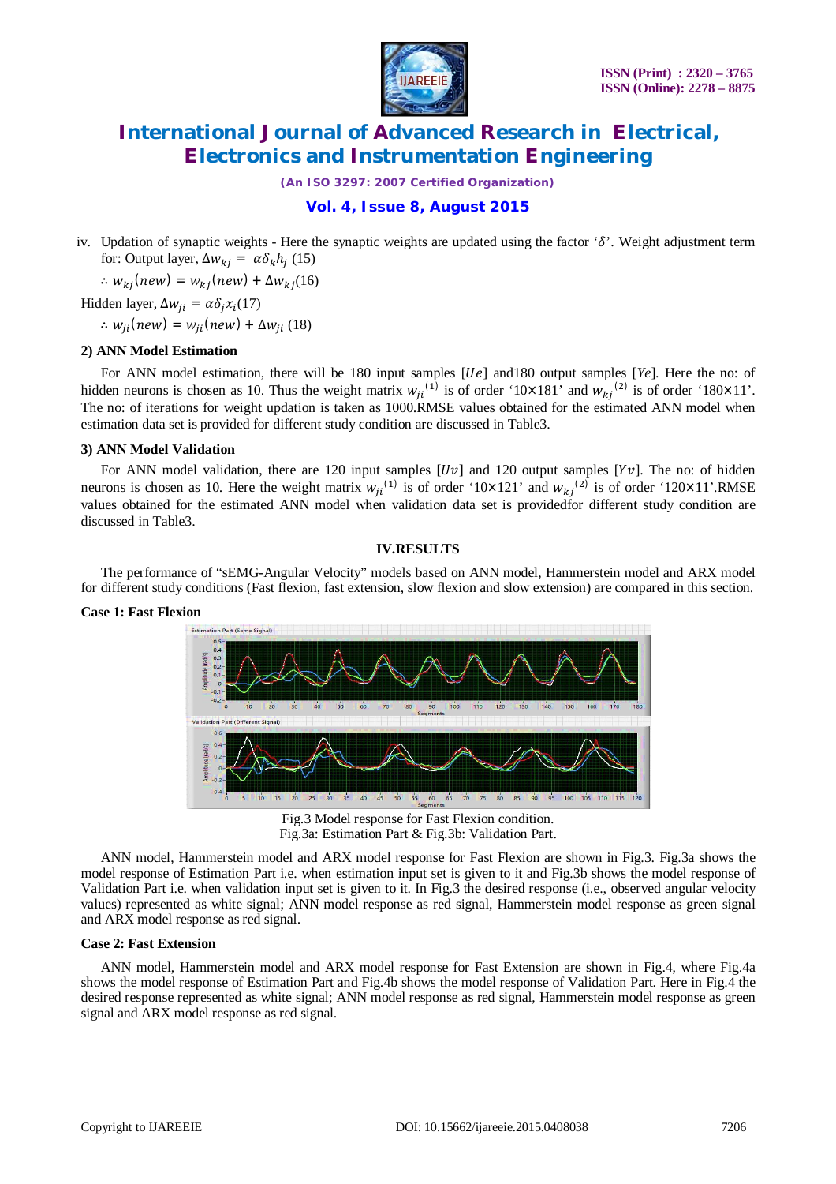iv. Updation of synaptic weights - Here the synaptic weights are updated using the factor '$\delta$'. Weight adjustment term for: Output layer, $\Delta w_{kj} = \alpha \delta_k h_j$ (15)

$\therefore w_{kj}(new) = w_{kj}(new) + \Delta w_{kj}$(16)

Hidden layer, $\Delta w_{ji} = \alpha \delta_j x_i$(17)

$\therefore w_{ji}(new) = w_{ji}(new) + \Delta w_{ji}$ (18)

**2) ANN Model Estimation**

For ANN model estimation, there will be 180 input samples [$Ue$] and180 output samples [$Ye$]. Here the no: of hidden neurons is chosen as 10. Thus the weight matrix $w_{ji}^{(1)}$ is of order '10×181' and $w_{kj}^{(2)}$ is of order '180×11'. The no: of iterations for weight updation is taken as 1000.RMSE values obtained for the estimated ANN model when estimation data set is provided for different study condition are discussed in Table3.

**3) ANN Model Validation**

For ANN model validation, there are 120 input samples [$Uv$] and 120 output samples [$Yv$]. The no: of hidden neurons is chosen as 10. Here the weight matrix $w_{ji}^{(1)}$ is of order '10×121' and $w_{kj}^{(2)}$ is of order '120×11'.RMSE values obtained for the estimated ANN model when validation data set is providedfor different study condition are discussed in Table3.

## IV.RESULTS

The performance of "sEMG-Angular Velocity" models based on ANN model, Hammerstein model and ARX model for different study conditions (Fast flexion, fast extension, slow flexion and slow extension) are compared in this section.

**Case 1: Fast Flexion**

Fig.3 Model response for Fast Flexion condition.
Fig.3a: Estimation Part & Fig.3b: Validation Part.

ANN model, Hammerstein model and ARX model response for Fast Flexion are shown in Fig.3. Fig.3a shows the model response of Estimation Part i.e. when estimation input set is given to it and Fig.3b shows the model response of Validation Part i.e. when validation input set is given to it. In Fig.3 the desired response (i.e., observed angular velocity values) represented as white signal; ANN model response as red signal, Hammerstein model response as green signal and ARX model response as red signal.

**Case 2: Fast Extension**

ANN model, Hammerstein model and ARX model response for Fast Extension are shown in Fig.4, where Fig.4a shows the model response of Estimation Part and Fig.4b shows the model response of Validation Part. Here in Fig.4 the desired response represented as white signal; ANN model response as red signal, Hammerstein model response as green signal and ARX model response as red signal.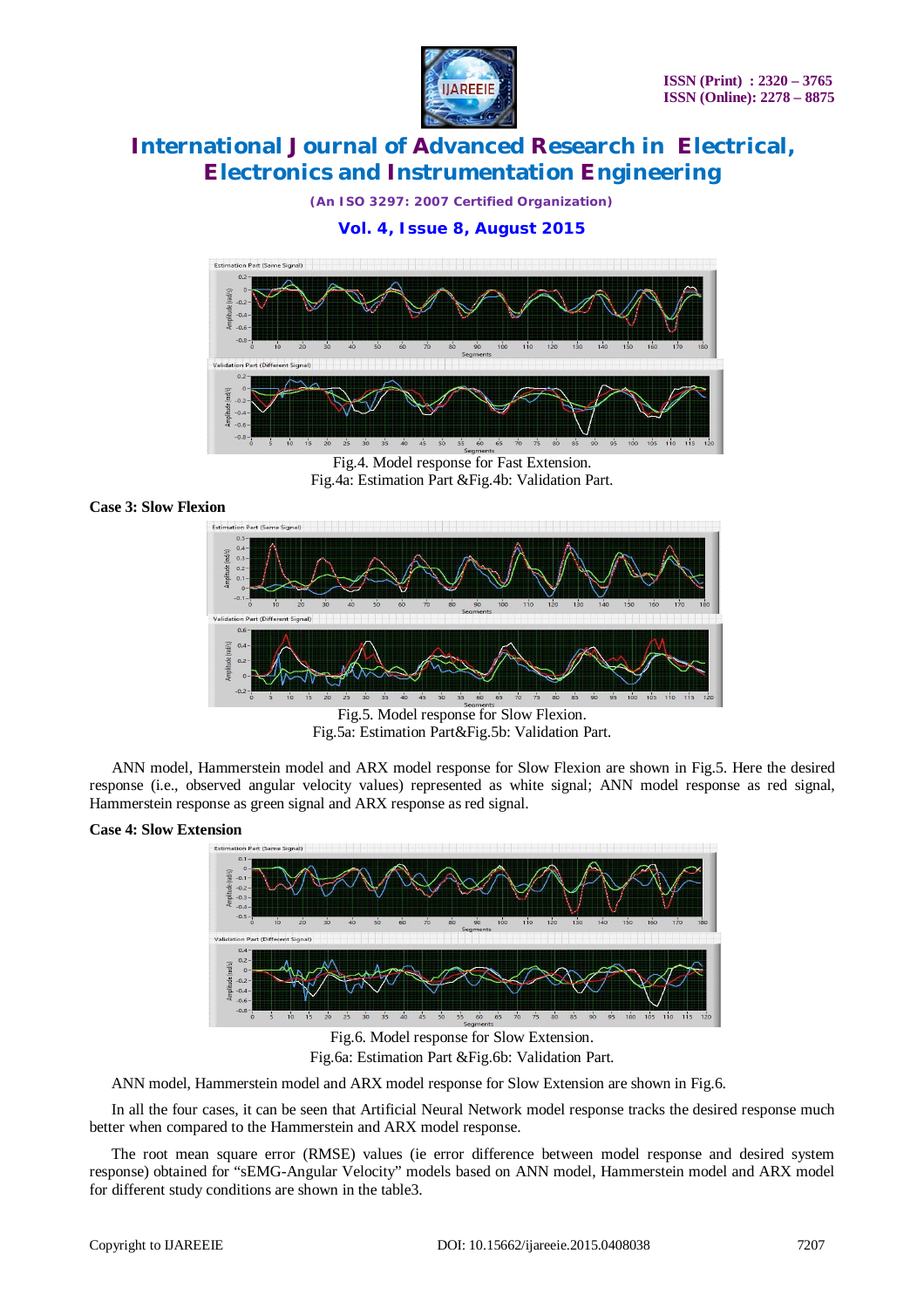Fig.4. Model response for Fast Extension.
Fig.4a: Estimation Part &Fig.4b: Validation Part.

**Case 3: Slow Flexion**

Fig.5. Model response for Slow Flexion.
Fig.5a: Estimation Part&Fig.5b: Validation Part.

ANN model, Hammerstein model and ARX model response for Slow Flexion are shown in Fig.5. Here the desired response (i.e., observed angular velocity values) represented as white signal; ANN model response as red signal, Hammerstein response as green signal and ARX response as red signal.

**Case 4: Slow Extension**

Fig.6. Model response for Slow Extension.
Fig.6a: Estimation Part &Fig.6b: Validation Part.

ANN model, Hammerstein model and ARX model response for Slow Extension are shown in Fig.6.

In all the four cases, it can be seen that Artificial Neural Network model response tracks the desired response much better when compared to the Hammerstein and ARX model response.

The root mean square error (RMSE) values (ie error difference between model response and desired system response) obtained for "sEMG-Angular Velocity" models based on ANN model, Hammerstein model and ARX model for different study conditions are shown in the table3.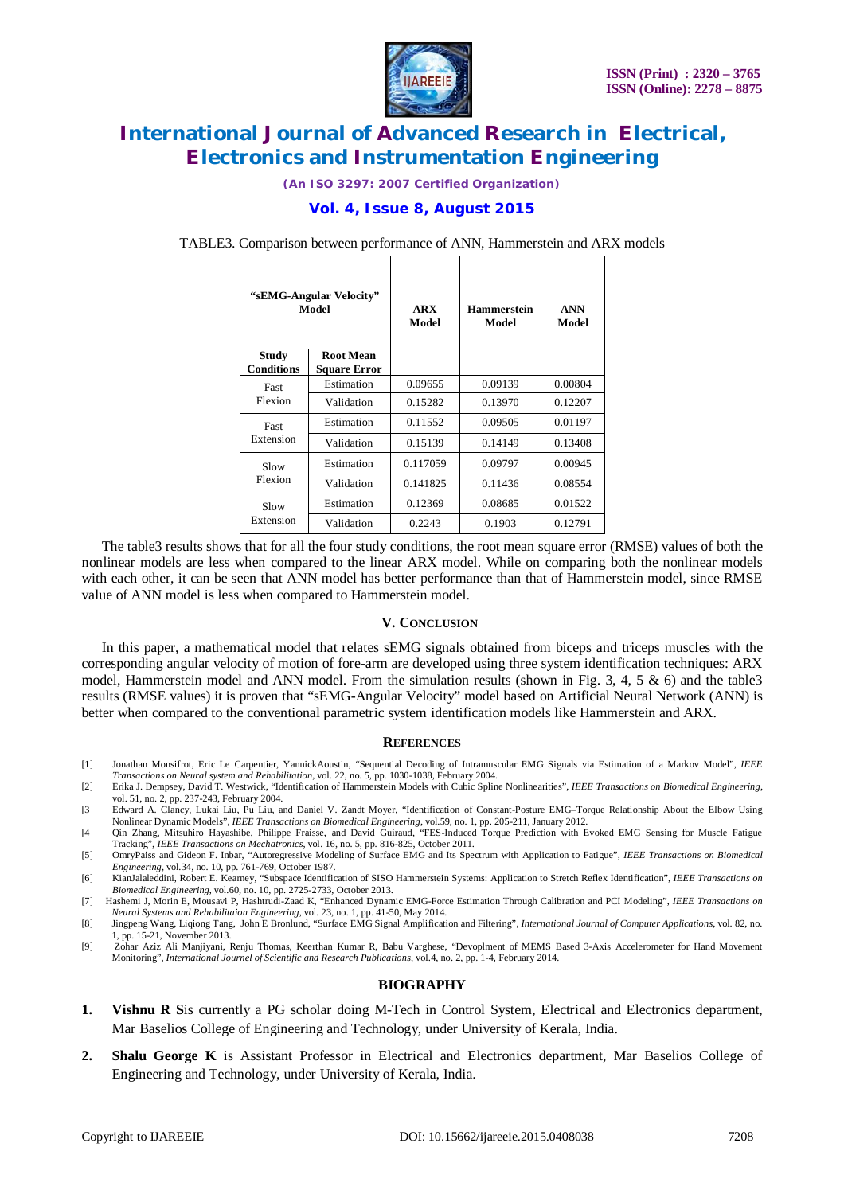TABLE3. Comparison between performance of ANN, Hammerstein and ARX models

| "sEMG-Angular Velocity" Model | | ARX Model | Hammerstein Model | ANN Model |
|---|---|---|---|---|
| Study Conditions | Root Mean Square Error | | | |
| Fast Flexion | Estimation | 0.09655 | 0.09139 | 0.00804 |
| | Validation | 0.15282 | 0.13970 | 0.12207 |
| Fast Extension | Estimation | 0.11552 | 0.09505 | 0.01197 |
| | Validation | 0.15139 | 0.14149 | 0.13408 |
| Slow Flexion | Estimation | 0.117059 | 0.09797 | 0.00945 |
| | Validation | 0.141825 | 0.11436 | 0.08554 |
| Slow Extension | Estimation | 0.12369 | 0.08685 | 0.01522 |
| | Validation | 0.2243 | 0.1903 | 0.12791 |

The table3 results shows that for all the four study conditions, the root mean square error (RMSE) values of both the nonlinear models are less when compared to the linear ARX model. While on comparing both the nonlinear models with each other, it can be seen that ANN model has better performance than that of Hammerstein model, since RMSE value of ANN model is less when compared to Hammerstein model.

## V. Conclusion

In this paper, a mathematical model that relates sEMG signals obtained from biceps and triceps muscles with the corresponding angular velocity of motion of fore-arm are developed using three system identification techniques: ARX model, Hammerstein model and ANN model. From the simulation results (shown in Fig. 3, 4, 5 & 6) and the table3 results (RMSE values) it is proven that "sEMG-Angular Velocity" model based on Artificial Neural Network (ANN) is better when compared to the conventional parametric system identification models like Hammerstein and ARX.

## References

[1] Jonathan Monsifrot, Eric Le Carpentier, YannickAoustin, "Sequential Decoding of Intramuscular EMG Signals via Estimation of a Markov Model", *IEEE Transactions on Neural system and Rehabilitation*, vol. 22, no. 5, pp. 1030-1038, February 2004.

[2] Erika J. Dempsey, David T. Westwick, "Identification of Hammerstein Models with Cubic Spline Nonlinearities", *IEEE Transactions on Biomedical Engineering*, vol. 51, no. 2, pp. 237-243, February 2004.

[3] Edward A. Clancy, Lukai Liu, Pu Liu, and Daniel V. Zandt Moyer, "Identification of Constant-Posture EMG–Torque Relationship About the Elbow Using Nonlinear Dynamic Models", *IEEE Transactions on Biomedical Engineering*, vol.59, no. 1, pp. 205-211, January 2012.

[4] Qin Zhang, Mitsuhiro Hayashibe, Philippe Fraisse, and David Guiraud, "FES-Induced Torque Prediction with Evoked EMG Sensing for Muscle Fatigue Tracking", *IEEE Transactions on Mechatronics*, vol. 16, no. 5, pp. 816-825, October 2011.

[5] OmryPaiss and Gideon F. Inbar, "Autoregressive Modeling of Surface EMG and Its Spectrum with Application to Fatigue", *IEEE Transactions on Biomedical Engineering*, vol.34, no. 10, pp. 761-769, October 1987.

[6] KianJalaleddini, Robert E. Kearney, "Subspace Identification of SISO Hammerstein Systems: Application to Stretch Reflex Identification", *IEEE Transactions on Biomedical Engineering*, vol.60, no. 10, pp. 2725-2733, October 2013.

[7] Hashemi J, Morin E, Mousavi P, Hashtrudi-Zaad K, "Enhanced Dynamic EMG-Force Estimation Through Calibration and PCI Modeling", *IEEE Transactions on Neural Systems and Rehabilitaion Engineering*, vol. 23, no. 1, pp. 41-50, May 2014.

[8] Jingpeng Wang, Liqiong Tang, John E Bronlund, "Surface EMG Signal Amplification and Filtering", *International Journal of Computer Applications*, vol. 82, no. 1, pp. 15-21, November 2013.

[9] Zohar Aziz Ali Manjiyani, Renju Thomas, Keerthan Kumar R, Babu Varghese, "Devoplment of MEMS Based 3-Axis Accelerometer for Hand Movement Monitoring", *International Journel of Scientific and Research Publications*, vol.4, no. 2, pp. 1-4, February 2014.

## Biography

1. **Vishnu R S**is currently a PG scholar doing M-Tech in Control System, Electrical and Electronics department, Mar Baselios College of Engineering and Technology, under University of Kerala, India.

2. **Shalu George K** is Assistant Professor in Electrical and Electronics department, Mar Baselios College of Engineering and Technology, under University of Kerala, India.